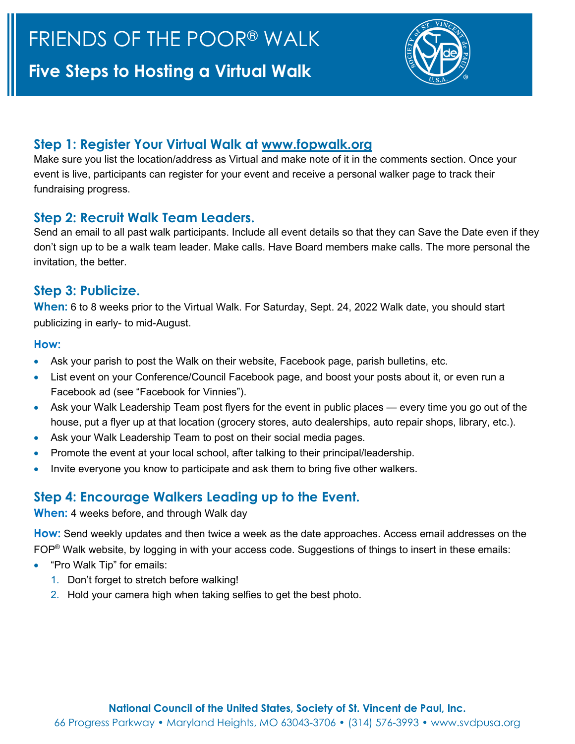# FRIENDS OF THE POOR® WALK

## Five Steps to Hosting a Virtual Walk

### Step 1: Register Your Virtual Walk at www.fopwalk.org

Make sure you list the location/address as Virtual and make note of it in the comments section. Once your event is live, participants can register for your event and receive a personal walker page to track their fundraising progress.

### Step 2: Recruit Walk Team Leaders.

Send an email to all past walk participants. Include all event details so that they can Save the Date even if they don't sign up to be a walk team leader. Make calls. Have Board members make calls. The more personal the invitation, the better.

### Step 3: Publicize.

**When:** 6 to 8 weeks prior to the Virtual Walk. For Saturday, Sept. 24, 2022 Walk date, you should start publicizing in early- to mid-August.

**How:**

- Ask your parish to post the Walk on their website, Facebook page, parish bulletins, etc.
- List event on your Conference/Council Facebook page, and boost your posts about it, or even run a Facebook ad (see "Facebook for Vinnies").
- Ask your Walk Leadership Team post flyers for the event in public places — every time you go out of the house, put a flyer up at that location (grocery stores, auto dealerships, auto repair shops, library, etc.).
- Ask your Walk Leadership Team to post on their social media pages.
- Promote the event at your local school, after talking to their principal/leadership.
- Invite everyone you know to participate and ask them to bring five other walkers.

### Step 4: Encourage Walkers Leading up to the Event.

**When:** 4 weeks before, and through Walk day

**How:** Send weekly updates and then twice a week as the date approaches. Access email addresses on the FOP® Walk website, by logging in with your access code. Suggestions of things to insert in these emails:

- "Pro Walk Tip" for emails:
  1. Don't forget to stretch before walking!
  2. Hold your camera high when taking selfies to get the best photo.

**National Council of the United States, Society of St. Vincent de Paul, Inc.**
66 Progress Parkway • Maryland Heights, MO 63043-3706 • (314) 576-3993 • www.svdpusa.org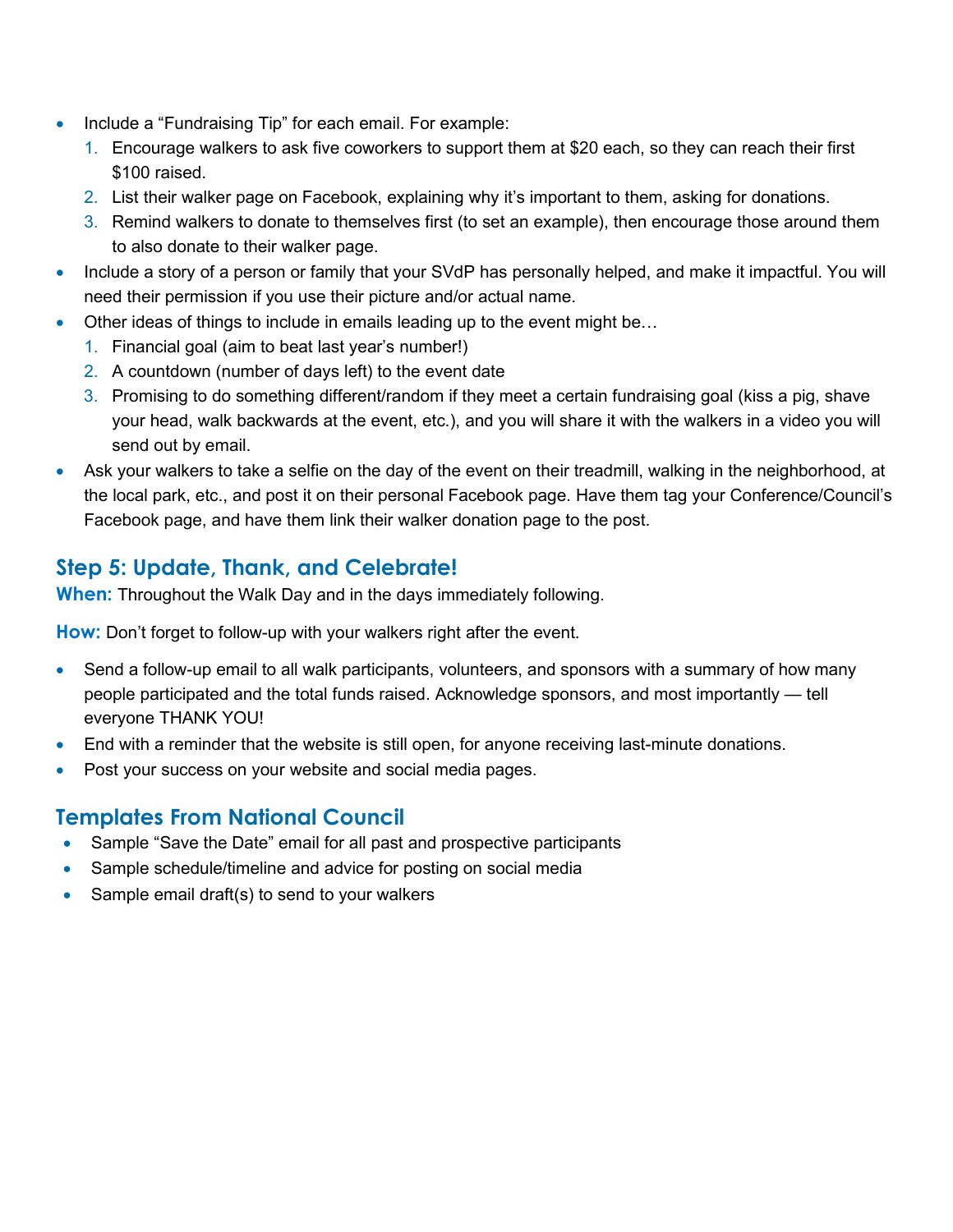- Include a “Fundraising Tip” for each email. For example:
  1. Encourage walkers to ask five coworkers to support them at $20 each, so they can reach their first $100 raised.
  2. List their walker page on Facebook, explaining why it’s important to them, asking for donations.
  3. Remind walkers to donate to themselves first (to set an example), then encourage those around them to also donate to their walker page.
- Include a story of a person or family that your SVdP has personally helped, and make it impactful. You will need their permission if you use their picture and/or actual name.
- Other ideas of things to include in emails leading up to the event might be…
  1. Financial goal (aim to beat last year’s number!)
  2. A countdown (number of days left) to the event date
  3. Promising to do something different/random if they meet a certain fundraising goal (kiss a pig, shave your head, walk backwards at the event, etc.), and you will share it with the walkers in a video you will send out by email.
- Ask your walkers to take a selfie on the day of the event on their treadmill, walking in the neighborhood, at the local park, etc., and post it on their personal Facebook page. Have them tag your Conference/Council’s Facebook page, and have them link their walker donation page to the post.

## Step 5: Update, Thank, and Celebrate!

**When:** Throughout the Walk Day and in the days immediately following.

**How:** Don’t forget to follow-up with your walkers right after the event.

- Send a follow-up email to all walk participants, volunteers, and sponsors with a summary of how many people participated and the total funds raised. Acknowledge sponsors, and most importantly — tell everyone THANK YOU!
- End with a reminder that the website is still open, for anyone receiving last-minute donations.
- Post your success on your website and social media pages.

## Templates From National Council

- Sample “Save the Date” email for all past and prospective participants
- Sample schedule/timeline and advice for posting on social media
- Sample email draft(s) to send to your walkers